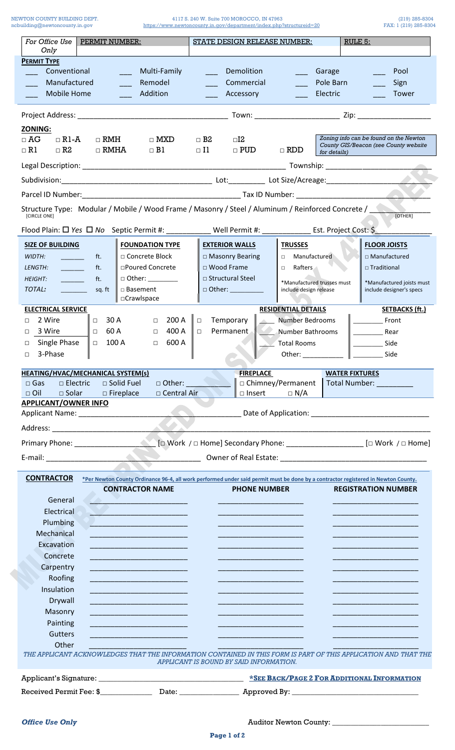NEWTON COUNTY BUILDING DEPT.
ncbuilding@newtoncounty.in.gov

4117 S. 240 W. Suite 700 MOROCCO, IN 47963
https://www.newtoncounty.in.gov/department/index.php?structureid=20

(219) 285-8304
FAX: 1 (219) 285-8304

| *For Office Use Only* | PERMIT NUMBER: | STATE DESIGN RELEASE NUMBER: | RULE 5: |
|---|---|---|---|

**PERMIT TYPE**

| | | | | |
|---|---|---|---|---|
| ___ Conventional | ___ Multi-Family | ___ Demolition | ___ Garage | ___ Pool |
| ___ Manufactured | ___ Remodel | ___ Commercial | ___ Pole Barn | ___ Sign |
| ___ Mobile Home | ___ Addition | ___ Accessory | ___ Electric | ___ Tower |

Project Address: ______________________________ Town: ____________________ Zip: _________________

**ZONING:**

□ AG □ R1-A □ RMH □ MXD □ B2 □I2
□ R1 □ R2 □ RMHA □ B1 □ I1 □ PUD □ RDD

*Zoning info can be found on the Newton County GIS/Beacon (see County website for details)*

Legal Description: ______________________________________________ Township: ____________________

Subdivision:__________________________________ Lot:_________ Lot Size/Acreage:__________________

Parcel ID Number:_____________________________________ Tax ID Number: _________________________

Structure Type: Modular / Mobile / Wood Frame / Masonry / Steel / Aluminum / Reinforced Concrete / ____________
[CIRCLE ONE] [OTHER]

Flood Plain: ☐ Yes ☐ No Septic Permit #: ___________ Well Permit #: ____________ Est. Project Cost: $______________

| SIZE OF BUILDING | FOUNDATION TYPE | EXTERIOR WALLS | TRUSSES | FLOOR JOISTS |
|---|---|---|---|---|
| *WIDTH:* ______ ft. | □ Concrete Block | □ Masonry Bearing | □ Manufactured | □ Manufactured |
| *LENGTH:* ______ ft. | □Poured Concrete | □ Wood Frame | □ Rafters | □ Traditional |
| *HEIGHT:* ______ ft. | □ Other: ________ | □ Structural Steel | *Manufactured trusses must include design release | *Manufactured joists must include designer's specs |
| *TOTAL:* _______ sq. ft | □ Basement | □ Other: _________ | | |
| | □Crawlspace | | | |

| ELECTRICAL SERVICE | | | | RESIDENTIAL DETAILS | SETBACKS (ft.) |
|---|---|---|---|---|---|
| □ 2 Wire | □ 30 A | □ 200 A | □ Temporary | ____ Number Bedrooms | ________ Front |
| □ 3 Wire | □ 60 A | □ 400 A | □ Permanent | ____ Number Bathrooms | ________ Rear |
| □ Single Phase | □ 100 A | □ 600 A | | ____ Total Rooms | ________ Side |
| □ 3-Phase | | | | Other: ___________ | ________ Side |

| HEATING/HVAC/MECHANICAL SYSTEM(s) | | | | FIREPLACE | | WATER FIXTURES |
|---|---|---|---|---|---|---|
| □ Gas | □ Electric | □ Solid Fuel | □ Other: ________ | □ Chimney/Permanent | | Total Number: _________ |
| □ Oil | □ Solar | □ Fireplace | □ Central Air | □ Insert | □ N/A | |

**APPLICANT/OWNER INFO**

Applicant Name: ________________________________________ Date of Application: ____________________________

Address: ______________________________________________________________________________________

Primary Phone: __________________ [□ Work / □ Home] Secondary Phone: __________________ [□ Work / □ Home]

E-mail: ____________________________________ Owner of Real Estate: ____________________________________

**CONTRACTOR** *Per Newton County Ordinance 96-4, all work performed under said permit must be done by a contractor registered in Newton County.*

| | CONTRACTOR NAME | PHONE NUMBER | REGISTRATION NUMBER |
|---|---|---|---|
| General | | | |
| Electrical | | | |
| Plumbing | | | |
| Mechanical | | | |
| Excavation | | | |
| Concrete | | | |
| Carpentry | | | |
| Roofing | | | |
| Insulation | | | |
| Drywall | | | |
| Masonry | | | |
| Painting | | | |
| Gutters | | | |
| Other | | | |

*THE APPLICANT ACKNOWLEDGES THAT THE INFORMATION CONTAINED IN THIS FORM IS PART OF THIS APPLICATION AND THAT THE APPLICANT IS BOUND BY SAID INFORMATION.*

Applicant's Signature: ____________________________________ ***SEE BACK/PAGE 2 FOR ADDITIONAL INFORMATION***

Received Permit Fee: $_____________ Date: _______________ Approved By: _______________________________

***Office Use Only*** Auditor Newton County: _________________________

MUST BE PRINTED ON SIZE 8.5 X 14" PAPER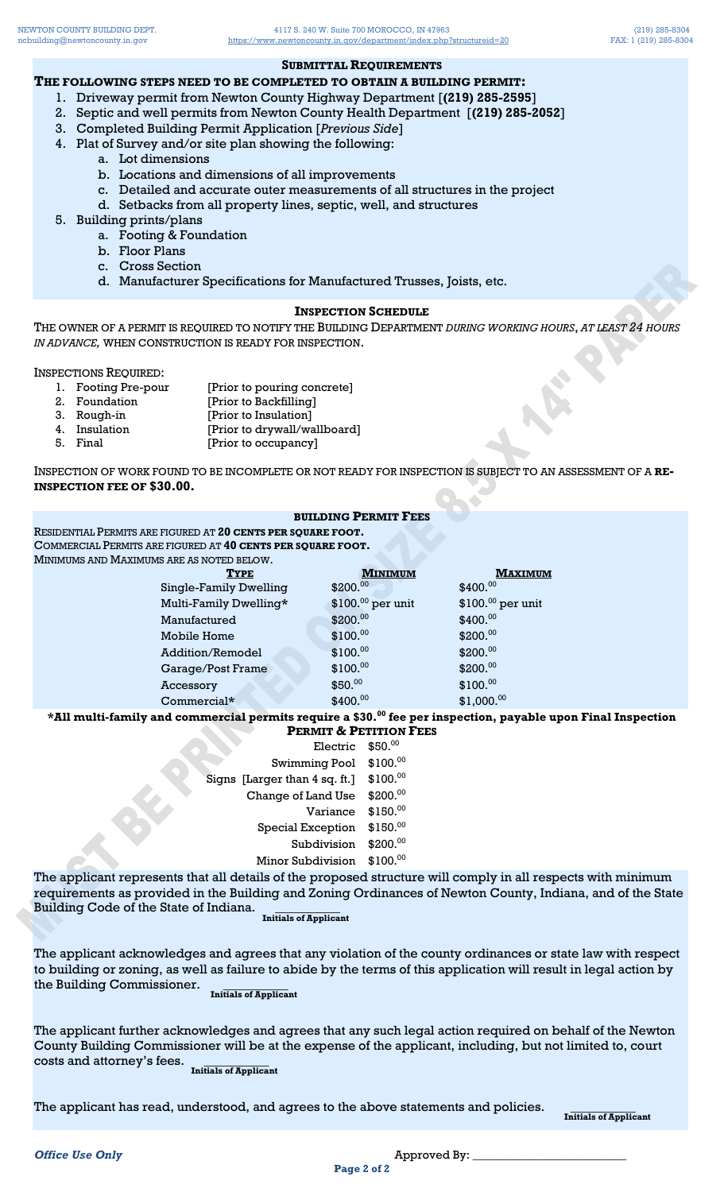## Submittal Requirements

**THE FOLLOWING STEPS NEED TO BE COMPLETED TO OBTAIN A BUILDING PERMIT:**

1. Driveway permit from Newton County Highway Department [**(219) 285-2595**]
2. Septic and well permits from Newton County Health Department [**(219) 285-2052**]
3. Completed Building Permit Application [*Previous Side*]
4. Plat of Survey and/or site plan showing the following:
   a. Lot dimensions
   b. Locations and dimensions of all improvements
   c. Detailed and accurate outer measurements of all structures in the project
   d. Setbacks from all property lines, septic, well, and structures
5. Building prints/plans
   a. Footing & Foundation
   b. Floor Plans
   c. Cross Section
   d. Manufacturer Specifications for Manufactured Trusses, Joists, etc.

## Inspection Schedule

THE OWNER OF A PERMIT IS REQUIRED TO NOTIFY THE BUILDING DEPARTMENT *DURING WORKING HOURS*, *AT LEAST 24 HOURS IN ADVANCE,* WHEN CONSTRUCTION IS READY FOR INSPECTION.

INSPECTIONS REQUIRED:

1. Footing Pre-pour [Prior to pouring concrete]
2. Foundation [Prior to Backfilling]
3. Rough-in [Prior to Insulation]
4. Insulation [Prior to drywall/wallboard]
5. Final [Prior to occupancy]

INSPECTION OF WORK FOUND TO BE INCOMPLETE OR NOT READY FOR INSPECTION IS SUBJECT TO AN ASSESSMENT OF A **RE-INSPECTION FEE OF $30.00.**

## Building Permit Fees

RESIDENTIAL PERMITS ARE FIGURED AT **20 CENTS PER SQUARE FOOT.**
COMMERCIAL PERMITS ARE FIGURED AT **40 CENTS PER SQUARE FOOT.**
MINIMUMS AND MAXIMUMS ARE AS NOTED BELOW.

| Type | Minimum | Maximum |
|---|---|---|
| Single-Family Dwelling | $200.00 | $400.00 |
| Multi-Family Dwelling* | $100.00 per unit | $100.00 per unit |
| Manufactured | $200.00 | $400.00 |
| Mobile Home | $100.00 | $200.00 |
| Addition/Remodel | $100.00 | $200.00 |
| Garage/Post Frame | $100.00 | $200.00 |
| Accessory | $50.00 | $100.00 |
| Commercial* | $400.00 | $1,000.00 |

**\*All multi-family and commercial permits require a $30.00 fee per inspection, payable upon Final Inspection**

## Permit & Petition Fees

| | |
|---|---|
| Electric | $50.00 |
| Swimming Pool | $100.00 |
| Signs [Larger than 4 sq. ft.] | $100.00 |
| Change of Land Use | $200.00 |
| Variance | $150.00 |
| Special Exception | $150.00 |
| Subdivision | $200.00 |
| Minor Subdivision | $100.00 |

The applicant represents that all details of the proposed structure will comply in all respects with minimum requirements as provided in the Building and Zoning Ordinances of Newton County, Indiana, and of the State Building Code of the State of Indiana. ________ **Initials of Applicant**

The applicant acknowledges and agrees that any violation of the county ordinances or state law with respect to building or zoning, as well as failure to abide by the terms of this application will result in legal action by the Building Commissioner. ________ **Initials of Applicant**

The applicant further acknowledges and agrees that any such legal action required on behalf of the Newton County Building Commissioner will be at the expense of the applicant, including, but not limited to, court costs and attorney's fees. ________ **Initials of Applicant**

The applicant has read, understood, and agrees to the above statements and policies. ________ **Initials of Applicant**

***Office Use Only*** Approved By: ______________________